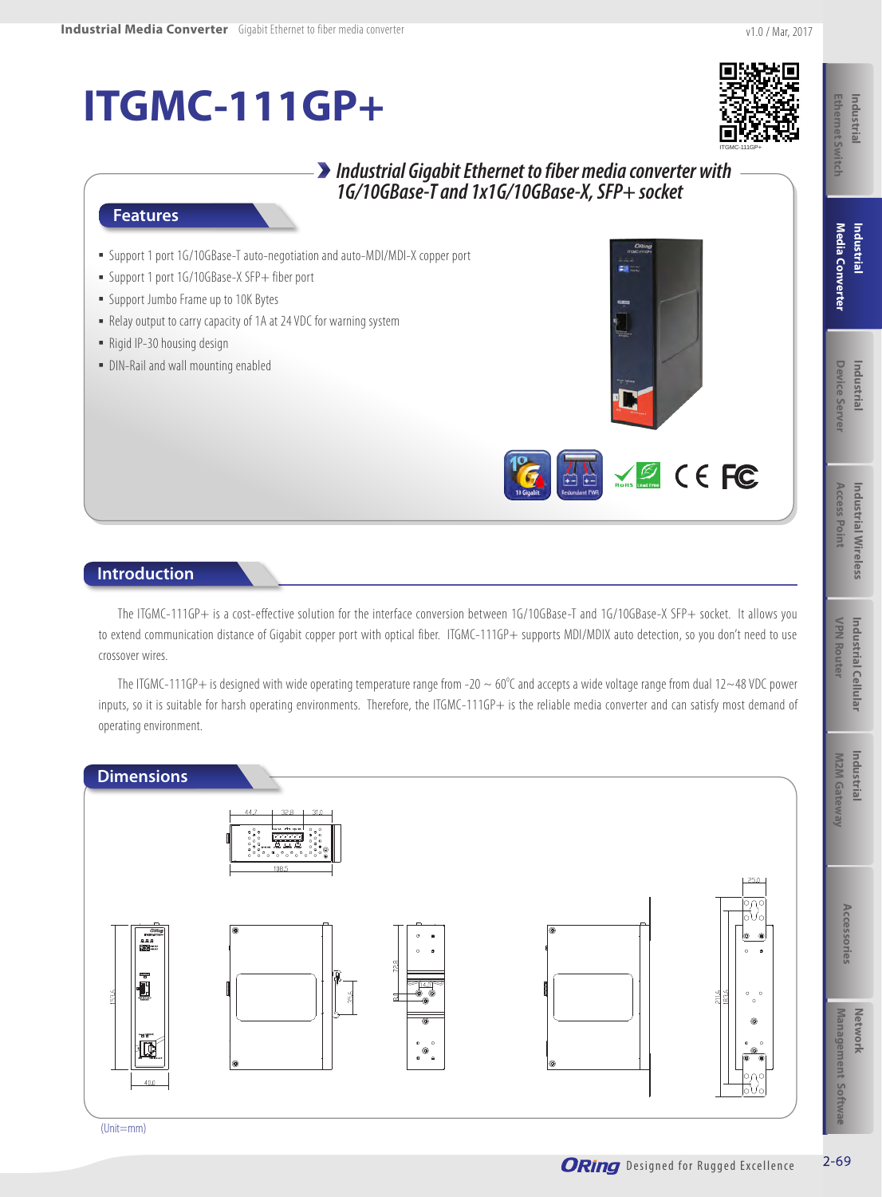# ITGMC-111GP+

## Industrial Gigabit Ethernet to fiber media converter with 1G/10GBase-T and 1x1G/10GBase-X, SFP+ socket

## Features

- Support 1 port 1G/10GBase-T auto-negotiation and auto-MDI/MDI-X copper port
- Support 1 port 1G/10GBase-X SFP+ fiber port
- Support Jumbo Frame up to 10K Bytes
- Relay output to carry capacity of 1A at 24 VDC for warning system
- Rigid IP-30 housing design
- DIN-Rail and wall mounting enabled

## Introduction

The ITGMC-111GP+ is a cost-effective solution for the interface conversion between 1G/10GBase-T and 1G/10GBase-X SFP+ socket. It allows you to extend communication distance of Gigabit copper port with optical fiber. ITGMC-111GP+ supports MDI/MDIX auto detection, so you don't need to use crossover wires.

The ITGMC-111GP+ is designed with wide operating temperature range from -20 ~ 60°C and accepts a wide voltage range from dual 12~48 VDC power inputs, so it is suitable for harsh operating environments. Therefore, the ITGMC-111GP+ is the reliable media converter and can satisfy most demand of operating environment.

## Dimensions

(Unit=mm)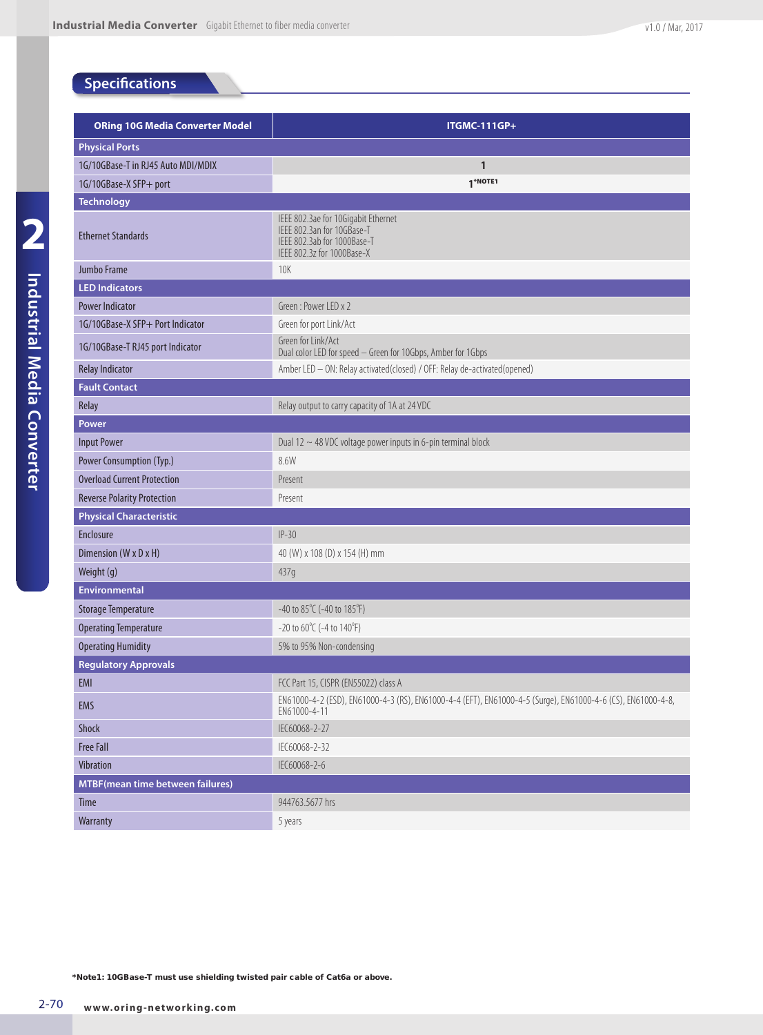## Specifications

| ORing 10G Media Converter Model | ITGMC-111GP+ |
|---|---|
| **Physical Ports** | |
| 1G/10GBase-T in RJ45 Auto MDI/MDIX | 1 |
| 1G/10GBase-X SFP+ port | 1*NOTE1 |
| **Technology** | |
| Ethernet Standards | IEEE 802.3ae for 10Gigabit Ethernet<br>IEEE 802.3an for 10GBase-T<br>IEEE 802.3ab for 1000Base-T<br>IEEE 802.3z for 1000Base-X |
| Jumbo Frame | 10K |
| **LED Indicators** | |
| Power Indicator | Green : Power LED x 2 |
| 1G/10GBase-X SFP+ Port Indicator | Green for port Link/Act |
| 1G/10GBase-T RJ45 port Indicator | Green for Link/Act<br>Dual color LED for speed – Green for 10Gbps, Amber for 1Gbps |
| Relay Indicator | Amber LED – ON: Relay activated(closed) / OFF: Relay de-activated(opened) |
| **Fault Contact** | |
| Relay | Relay output to carry capacity of 1A at 24 VDC |
| **Power** | |
| Input Power | Dual 12 ~ 48 VDC voltage power inputs in 6-pin terminal block |
| Power Consumption (Typ.) | 8.6W |
| Overload Current Protection | Present |
| Reverse Polarity Protection | Present |
| **Physical Characteristic** | |
| Enclosure | IP-30 |
| Dimension (W x D x H) | 40 (W) x 108 (D) x 154 (H) mm |
| Weight (g) | 437g |
| **Environmental** | |
| Storage Temperature | -40 to 85°C (-40 to 185°F) |
| Operating Temperature | -20 to 60°C (-4 to 140°F) |
| Operating Humidity | 5% to 95% Non-condensing |
| **Regulatory Approvals** | |
| EMI | FCC Part 15, CISPR (EN55022) class A |
| EMS | EN61000-4-2 (ESD), EN61000-4-3 (RS), EN61000-4-4 (EFT), EN61000-4-5 (Surge), EN61000-4-6 (CS), EN61000-4-8, EN61000-4-11 |
| Shock | IEC60068-2-27 |
| Free Fall | IEC60068-2-32 |
| Vibration | IEC60068-2-6 |
| **MTBF(mean time between failures)** | |
| Time | 944763.5677 hrs |
| Warranty | 5 years |

**\*Note1: 10GBase-T must use shielding twisted pair cable of Cat6a or above.**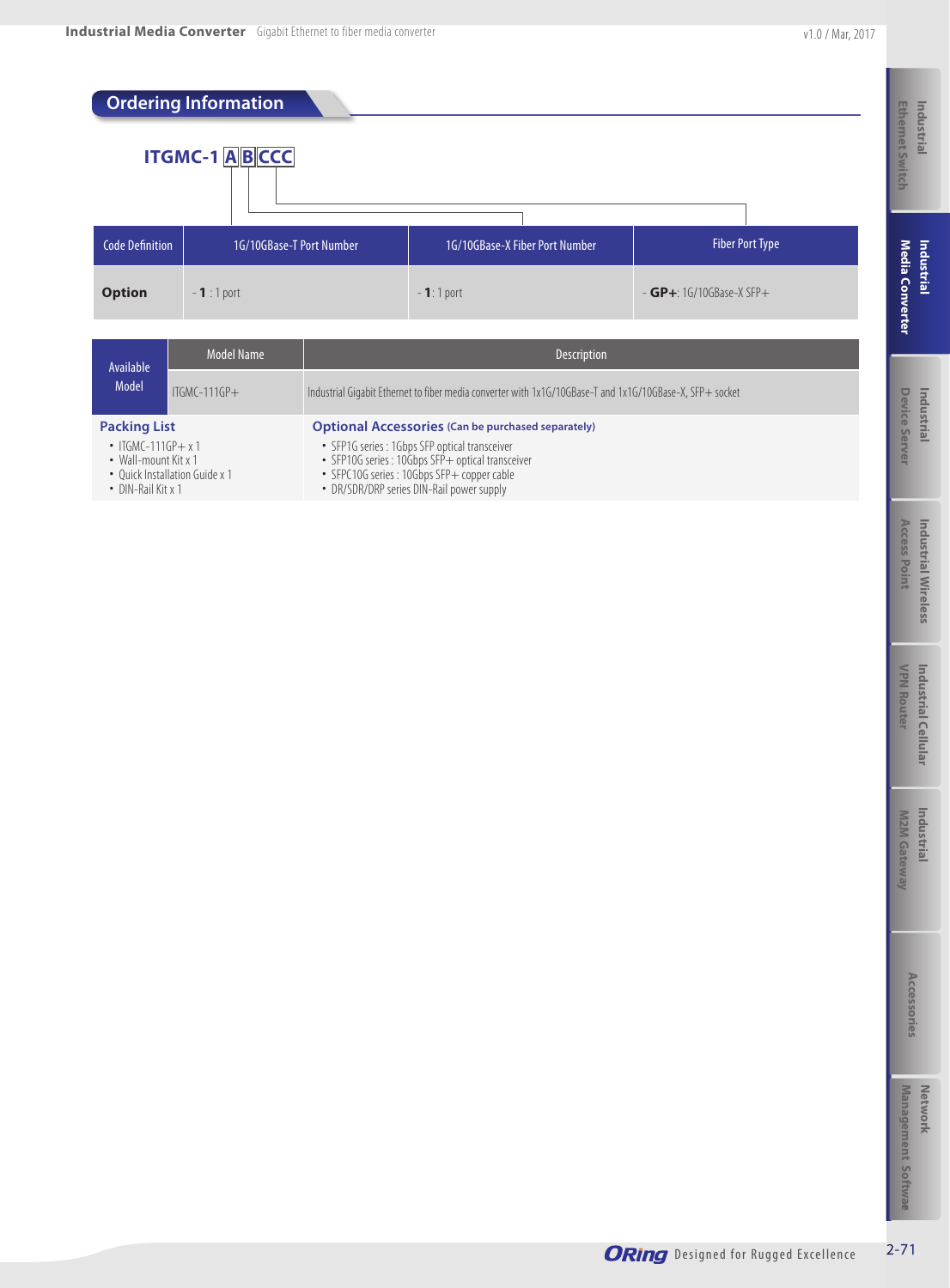## Ordering Information

**ITGMC-1 A B CCC**

| Code Definition | 1G/10GBase-T Port Number | 1G/10GBase-X Fiber Port Number | Fiber Port Type |
|---|---|---|---|
| **Option** | - **1** : 1 port | - **1**: 1 port | - **GP+**: 1G/10GBase-X SFP+ |

| Available Model | Model Name | Description |
|---|---|---|
| | ITGMC-111GP+ | Industrial Gigabit Ethernet to fiber media converter with 1x1G/10GBase-T and 1x1G/10GBase-X, SFP+ socket |

### Packing List

- ITGMC-111GP+ x 1
- Wall-mount Kit x 1
- Quick Installation Guide x 1
- DIN-Rail Kit x 1

### Optional Accessories (Can be purchased separately)

- SFP1G series : 1Gbps SFP optical transceiver
- SFP10G series : 10Gbps SFP+ optical transceiver
- SFPC10G series : 10Gbps SFP+ copper cable
- DR/SDR/DRP series DIN-Rail power supply